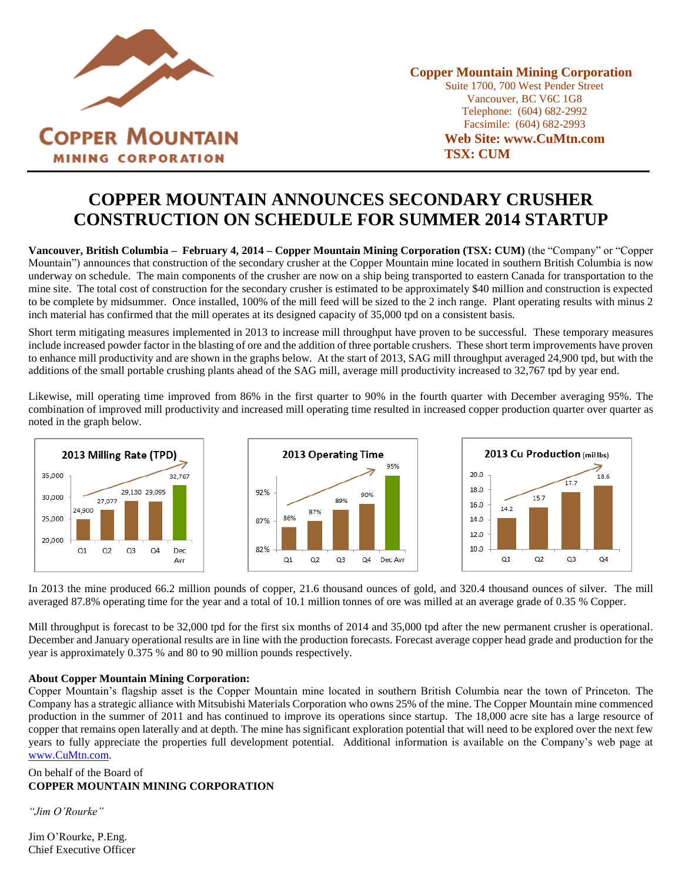**Copper Mountain Mining Corporation**
Suite 1700, 700 West Pender Street
Vancouver, BC V6C 1G8
Telephone: (604) 682-2992
Facsimile: (604) 682-2993
**Web Site: www.CuMtn.com**
**TSX: CUM**

# COPPER MOUNTAIN ANNOUNCES SECONDARY CRUSHER CONSTRUCTION ON SCHEDULE FOR SUMMER 2014 STARTUP

**Vancouver, British Columbia – February 4, 2014 – Copper Mountain Mining Corporation (TSX: CUM)** (the "Company" or "Copper Mountain") announces that construction of the secondary crusher at the Copper Mountain mine located in southern British Columbia is now underway on schedule. The main components of the crusher are now on a ship being transported to eastern Canada for transportation to the mine site. The total cost of construction for the secondary crusher is estimated to be approximately $40 million and construction is expected to be complete by midsummer. Once installed, 100% of the mill feed will be sized to the 2 inch range. Plant operating results with minus 2 inch material has confirmed that the mill operates at its designed capacity of 35,000 tpd on a consistent basis.

Short term mitigating measures implemented in 2013 to increase mill throughput have proven to be successful. These temporary measures include increased powder factor in the blasting of ore and the addition of three portable crushers. These short term improvements have proven to enhance mill productivity and are shown in the graphs below. At the start of 2013, SAG mill throughput averaged 24,900 tpd, but with the additions of the small portable crushing plants ahead of the SAG mill, average mill productivity increased to 32,767 tpd by year end.

Likewise, mill operating time improved from 86% in the first quarter to 90% in the fourth quarter with December averaging 95%. The combination of improved mill productivity and increased mill operating time resulted in increased copper production quarter over quarter as noted in the graph below.

**2013 Milling Rate (TPD)**

| Q1 | Q2 | Q3 | Q4 | Dec Avr |
|---|---|---|---|---|
| 24,900 | 27,077 | 29,130 | 29,095 | 32,767 |

**2013 Operating Time**

| Q1 | Q2 | Q3 | Q4 | Dec Avr |
|---|---|---|---|---|
| 86% | 87% | 89% | 90% | 95% |

**2013 Cu Production (mil lbs)**

| Q1 | Q2 | Q3 | Q4 |
|---|---|---|---|
| 14.2 | 15.7 | 17.7 | 18.6 |

In 2013 the mine produced 66.2 million pounds of copper, 21.6 thousand ounces of gold, and 320.4 thousand ounces of silver. The mill averaged 87.8% operating time for the year and a total of 10.1 million tonnes of ore was milled at an average grade of 0.35 % Copper.

Mill throughput is forecast to be 32,000 tpd for the first six months of 2014 and 35,000 tpd after the new permanent crusher is operational. December and January operational results are in line with the production forecasts. Forecast average copper head grade and production for the year is approximately 0.375 % and 80 to 90 million pounds respectively.

**About Copper Mountain Mining Corporation:**
Copper Mountain's flagship asset is the Copper Mountain mine located in southern British Columbia near the town of Princeton. The Company has a strategic alliance with Mitsubishi Materials Corporation who owns 25% of the mine. The Copper Mountain mine commenced production in the summer of 2011 and has continued to improve its operations since startup. The 18,000 acre site has a large resource of copper that remains open laterally and at depth. The mine has significant exploration potential that will need to be explored over the next few years to fully appreciate the properties full development potential. Additional information is available on the Company's web page at www.CuMtn.com.

On behalf of the Board of
**COPPER MOUNTAIN MINING CORPORATION**

*"Jim O'Rourke"*

Jim O'Rourke, P.Eng.
Chief Executive Officer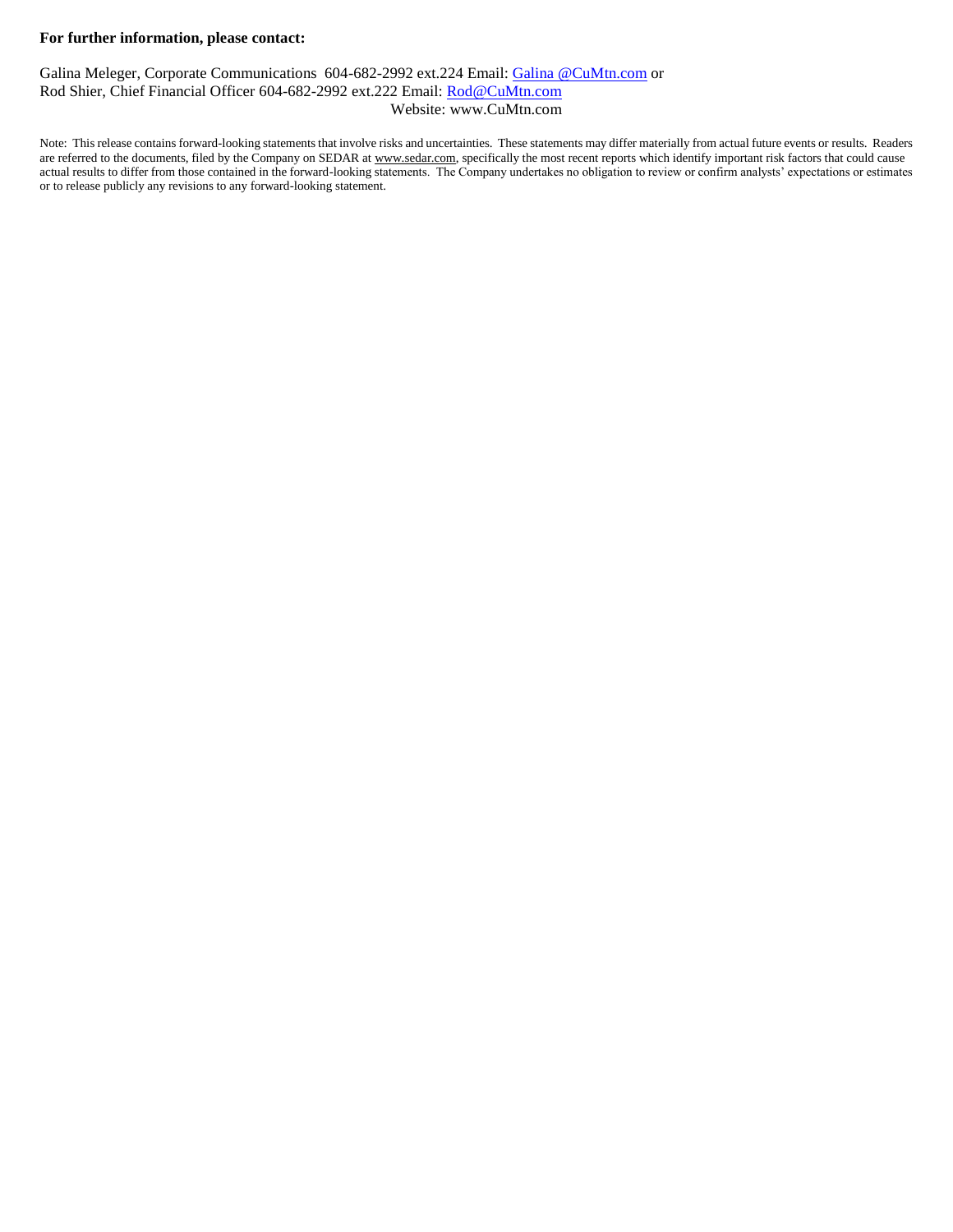**For further information, please contact:**

Galina Meleger, Corporate Communications 604-682-2992 ext.224 Email: Galina @CuMtn.com or
Rod Shier, Chief Financial Officer 604-682-2992 ext.222 Email: Rod@CuMtn.com
Website: www.CuMtn.com

Note: This release contains forward-looking statements that involve risks and uncertainties. These statements may differ materially from actual future events or results. Readers are referred to the documents, filed by the Company on SEDAR at www.sedar.com, specifically the most recent reports which identify important risk factors that could cause actual results to differ from those contained in the forward-looking statements. The Company undertakes no obligation to review or confirm analysts' expectations or estimates or to release publicly any revisions to any forward-looking statement.